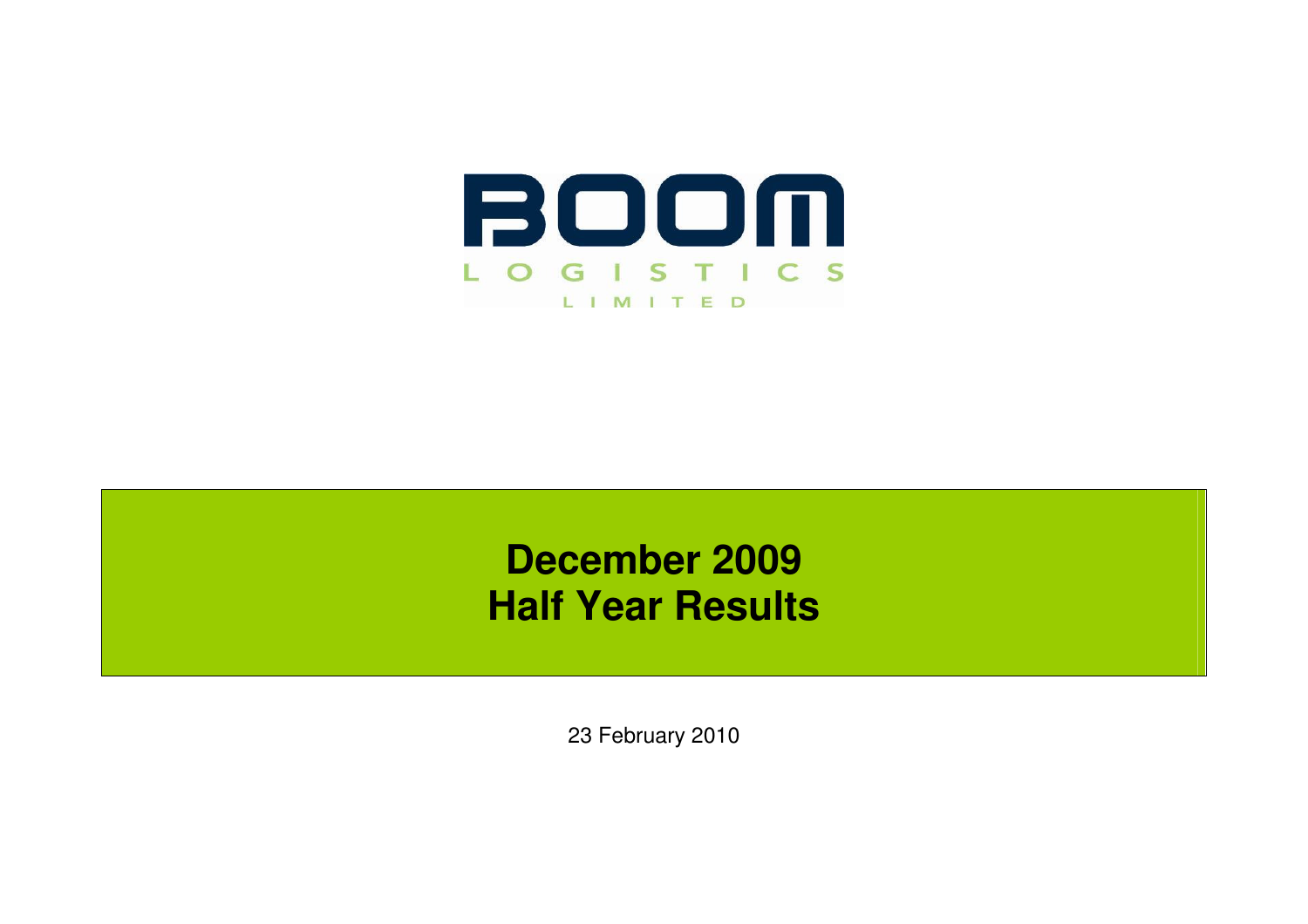# BOOM LOGISTICS LIMITED

# December 2009
# Half Year Results

23 February 2010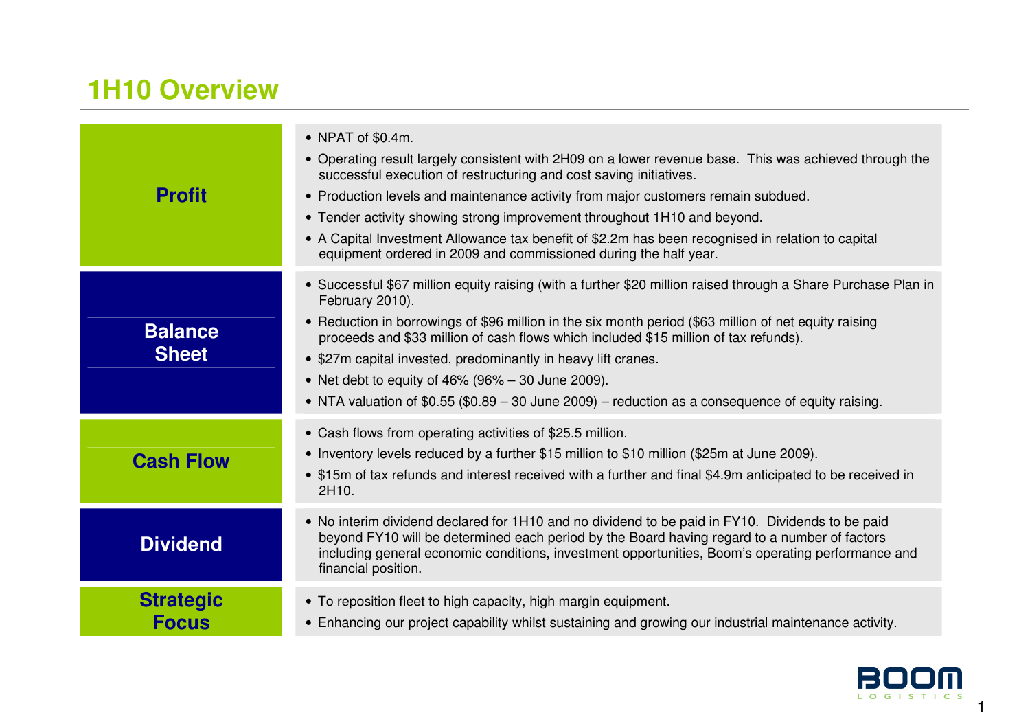# 1H10 Overview

| | |
|---|---|
| **Profit** | • NPAT of $0.4m.<br>• Operating result largely consistent with 2H09 on a lower revenue base. This was achieved through the successful execution of restructuring and cost saving initiatives.<br>• Production levels and maintenance activity from major customers remain subdued.<br>• Tender activity showing strong improvement throughout 1H10 and beyond.<br>• A Capital Investment Allowance tax benefit of $2.2m has been recognised in relation to capital equipment ordered in 2009 and commissioned during the half year. |
| **Balance Sheet** | • Successful $67 million equity raising (with a further $20 million raised through a Share Purchase Plan in February 2010).<br>• Reduction in borrowings of $96 million in the six month period ($63 million of net equity raising proceeds and $33 million of cash flows which included $15 million of tax refunds).<br>• $27m capital invested, predominantly in heavy lift cranes.<br>• Net debt to equity of 46% (96% – 30 June 2009).<br>• NTA valuation of $0.55 ($0.89 – 30 June 2009) – reduction as a consequence of equity raising. |
| **Cash Flow** | • Cash flows from operating activities of $25.5 million.<br>• Inventory levels reduced by a further $15 million to $10 million ($25m at June 2009).<br>• $15m of tax refunds and interest received with a further and final $4.9m anticipated to be received in 2H10. |
| **Dividend** | • No interim dividend declared for 1H10 and no dividend to be paid in FY10. Dividends to be paid beyond FY10 will be determined each period by the Board having regard to a number of factors including general economic conditions, investment opportunities, Boom's operating performance and financial position. |
| **Strategic Focus** | • To reposition fleet to high capacity, high margin equipment.<br>• Enhancing our project capability whilst sustaining and growing our industrial maintenance activity. |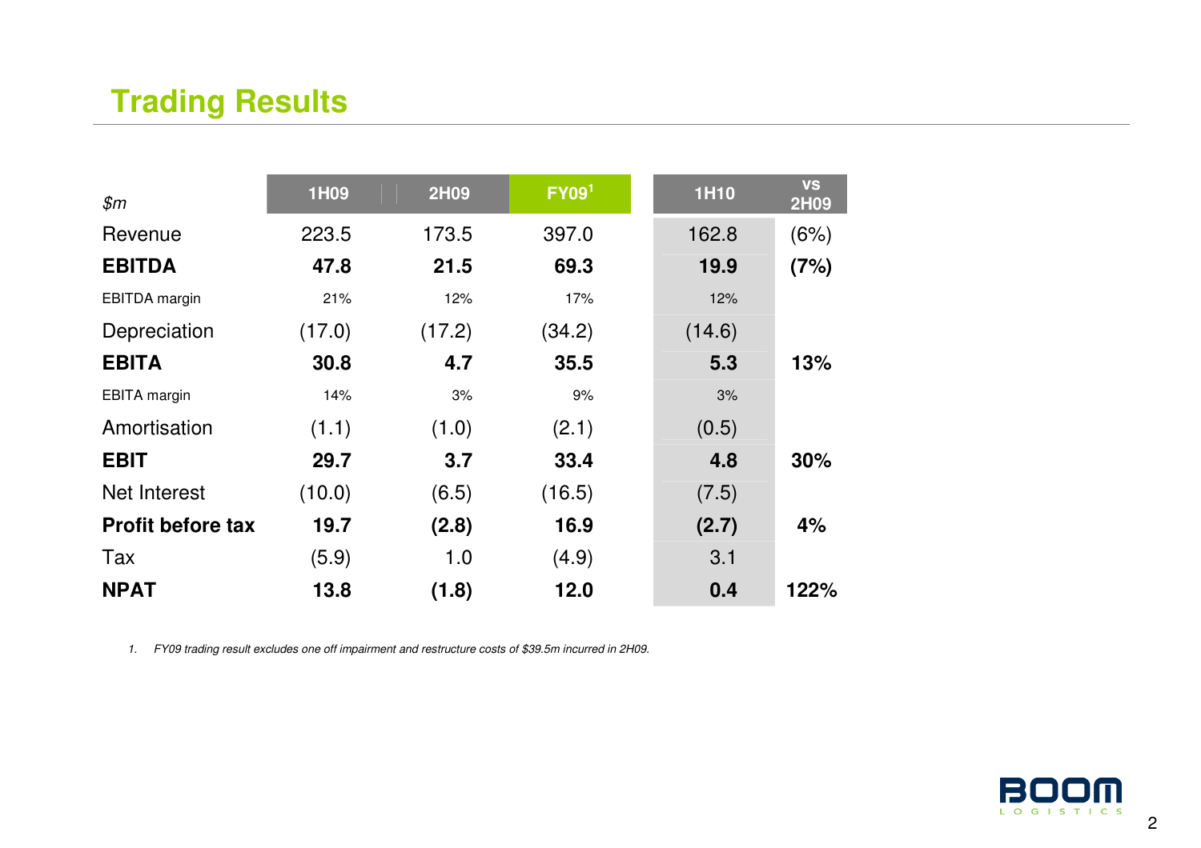## Trading Results

| $m | 1H09 | 2H09 | FY09[1] | 1H10 | vs 2H09 |
|---|---|---|---|---|---|
| Revenue | 223.5 | 173.5 | 397.0 | 162.8 | (6%) |
| **EBITDA** | **47.8** | **21.5** | **69.3** | **19.9** | **(7%)** |
| EBITDA margin | 21% | 12% | 17% | 12% | |
| Depreciation | (17.0) | (17.2) | (34.2) | (14.6) | |
| **EBITA** | **30.8** | **4.7** | **35.5** | **5.3** | **13%** |
| EBITA margin | 14% | 3% | 9% | 3% | |
| Amortisation | (1.1) | (1.0) | (2.1) | (0.5) | |
| **EBIT** | **29.7** | **3.7** | **33.4** | **4.8** | **30%** |
| Net Interest | (10.0) | (6.5) | (16.5) | (7.5) | |
| **Profit before tax** | **19.7** | **(2.8)** | **16.9** | **(2.7)** | **4%** |
| Tax | (5.9) | 1.0 | (4.9) | 3.1 | |
| **NPAT** | **13.8** | **(1.8)** | **12.0** | **0.4** | **122%** |

*1. FY09 trading result excludes one off impairment and restructure costs of $39.5m incurred in 2H09.*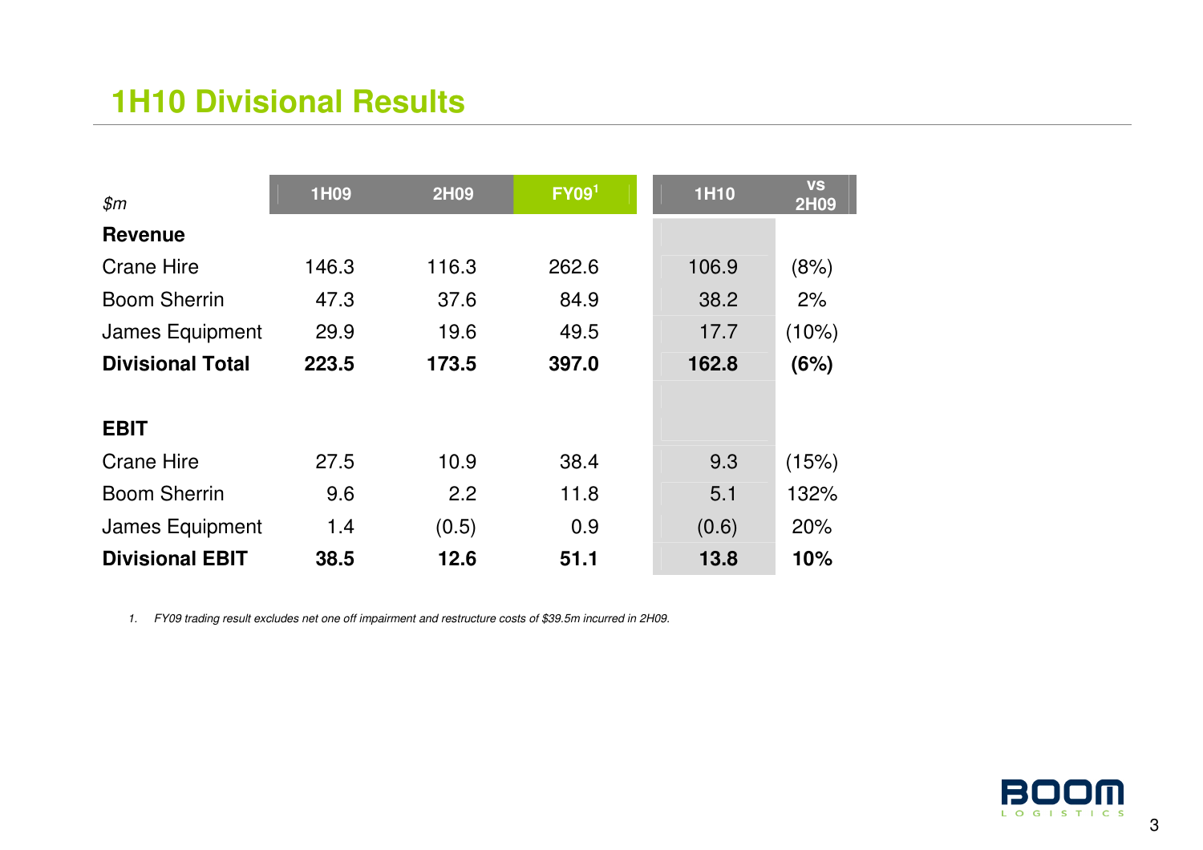## 1H10 Divisional Results

| $m | 1H09 | 2H09 | FY09[1] | 1H10 | vs 2H09 |
|---|---|---|---|---|---|
| **Revenue** | | | | | |
| Crane Hire | 146.3 | 116.3 | 262.6 | 106.9 | (8%) |
| Boom Sherrin | 47.3 | 37.6 | 84.9 | 38.2 | 2% |
| James Equipment | 29.9 | 19.6 | 49.5 | 17.7 | (10%) |
| **Divisional Total** | **223.5** | **173.5** | **397.0** | **162.8** | **(6%)** |
| | | | | | |
| **EBIT** | | | | | |
| Crane Hire | 27.5 | 10.9 | 38.4 | 9.3 | (15%) |
| Boom Sherrin | 9.6 | 2.2 | 11.8 | 5.1 | 132% |
| James Equipment | 1.4 | (0.5) | 0.9 | (0.6) | 20% |
| **Divisional EBIT** | **38.5** | **12.6** | **51.1** | **13.8** | **10%** |

1. *FY09 trading result excludes net one off impairment and restructure costs of $39.5m incurred in 2H09.*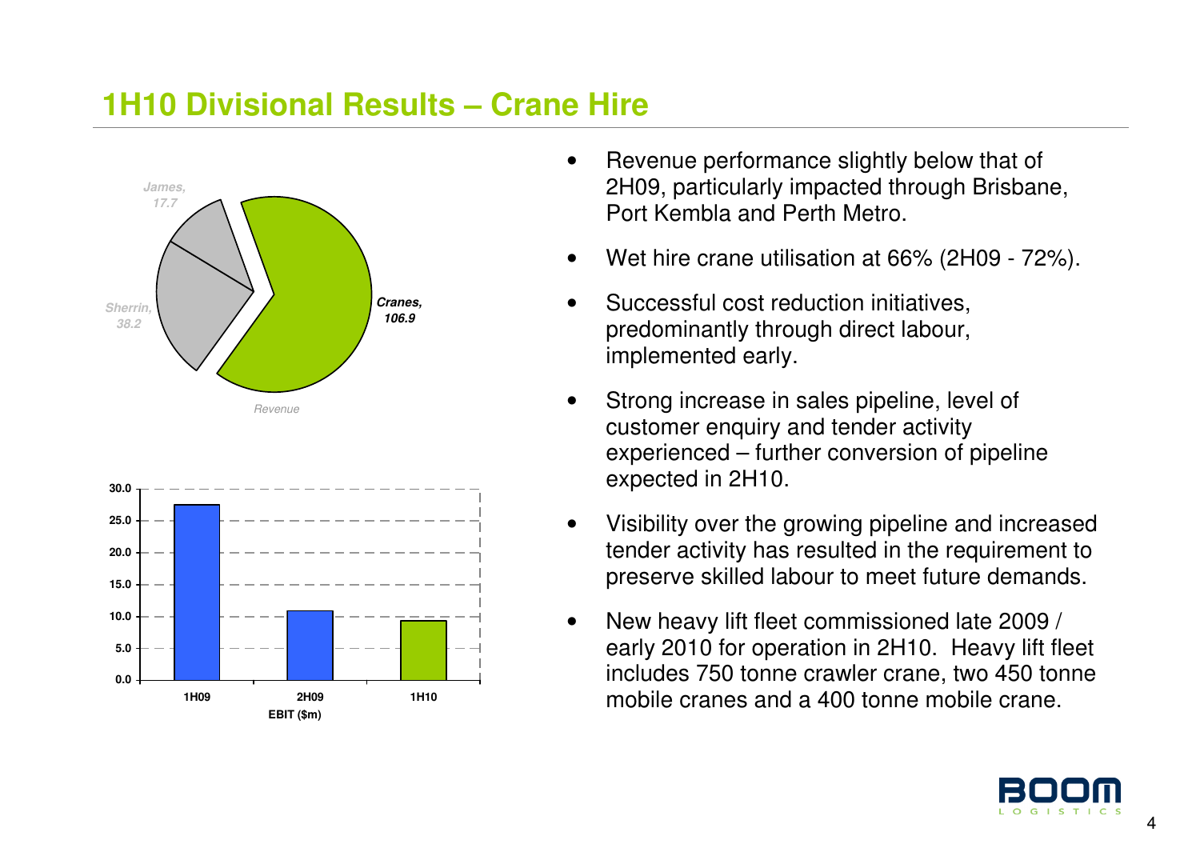# 1H10 Divisional Results – Crane Hire

James, 17.7

Sherrin, 38.2

Cranes, 106.9

Revenue

| | 1H09 | 2H09 | 1H10 |
|---|---|---|---|
| EBIT ($m) | ~27.5 | ~11.0 | ~9.4 |

- Revenue performance slightly below that of 2H09, particularly impacted through Brisbane, Port Kembla and Perth Metro.
- Wet hire crane utilisation at 66% (2H09 - 72%).
- Successful cost reduction initiatives, predominantly through direct labour, implemented early.
- Strong increase in sales pipeline, level of customer enquiry and tender activity experienced – further conversion of pipeline expected in 2H10.
- Visibility over the growing pipeline and increased tender activity has resulted in the requirement to preserve skilled labour to meet future demands.
- New heavy lift fleet commissioned late 2009 / early 2010 for operation in 2H10. Heavy lift fleet includes 750 tonne crawler crane, two 450 tonne mobile cranes and a 400 tonne mobile crane.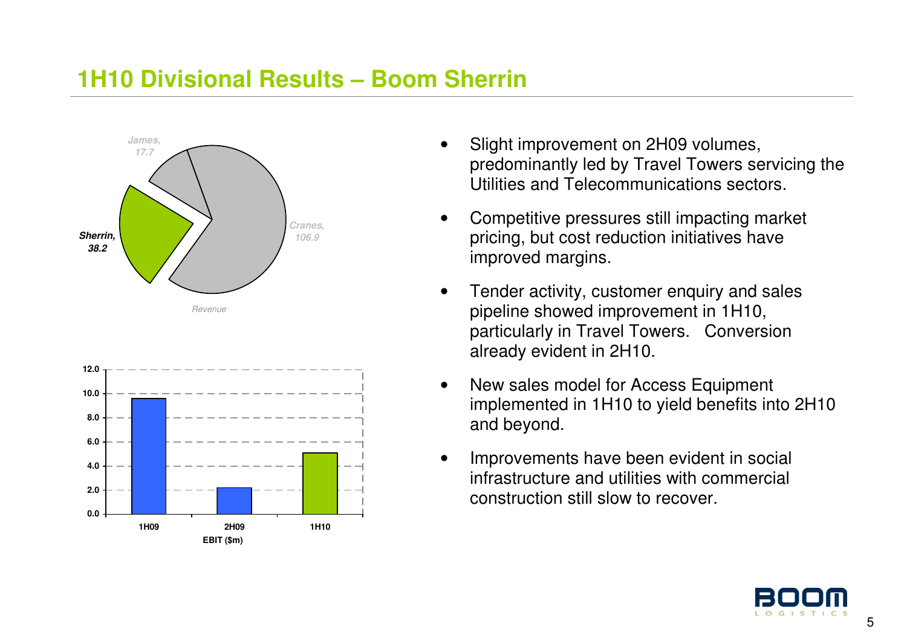# 1H10 Divisional Results – Boom Sherrin

Revenue

| Division | Revenue |
|---|---|
| James | 17.7 |
| Cranes | 106.9 |
| Sherrin | 38.2 |

EBIT ($m)

| Period | EBIT ($m) |
|---|---|
| 1H09 | ~9.6 |
| 2H09 | ~2.2 |
| 1H10 | ~5.1 |

- Slight improvement on 2H09 volumes, predominantly led by Travel Towers servicing the Utilities and Telecommunications sectors.
- Competitive pressures still impacting market pricing, but cost reduction initiatives have improved margins.
- Tender activity, customer enquiry and sales pipeline showed improvement in 1H10, particularly in Travel Towers. Conversion already evident in 2H10.
- New sales model for Access Equipment implemented in 1H10 to yield benefits into 2H10 and beyond.
- Improvements have been evident in social infrastructure and utilities with commercial construction still slow to recover.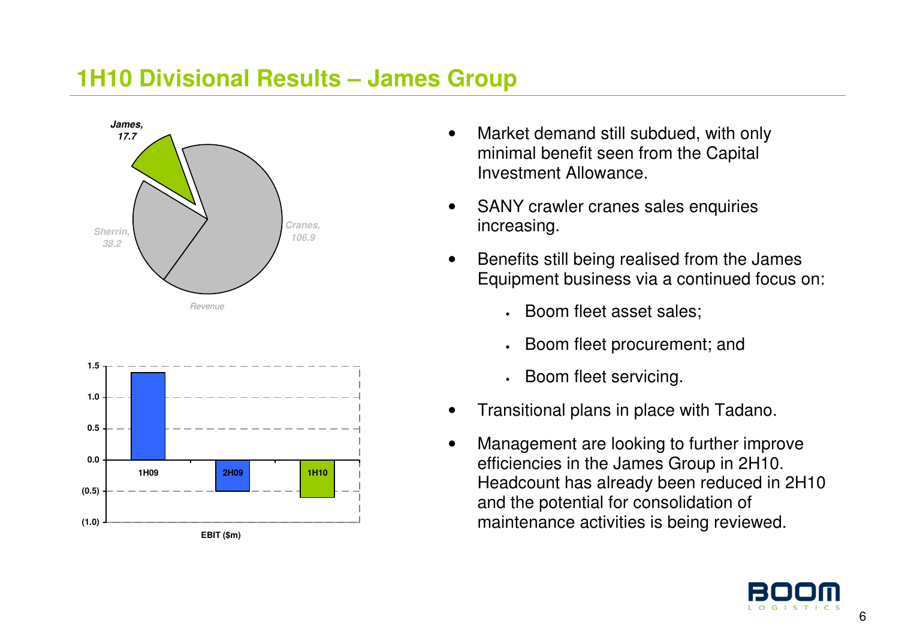# 1H10 Divisional Results – James Group

**Revenue**

| Segment | Revenue |
|---|---|
| James | 17.7 |
| Sherrin | 38.2 |
| Cranes | 106.9 |

**EBIT ($m)**

| Period | EBIT ($m) |
|---|---|
| 1H09 | 1.4 |
| 2H09 | (0.5) |
| 1H10 | (0.6) |

- Market demand still subdued, with only minimal benefit seen from the Capital Investment Allowance.
- SANY crawler cranes sales enquiries increasing.
- Benefits still being realised from the James Equipment business via a continued focus on:
  - Boom fleet asset sales;
  - Boom fleet procurement; and
  - Boom fleet servicing.
- Transitional plans in place with Tadano.
- Management are looking to further improve efficiencies in the James Group in 2H10. Headcount has already been reduced in 2H10 and the potential for consolidation of maintenance activities is being reviewed.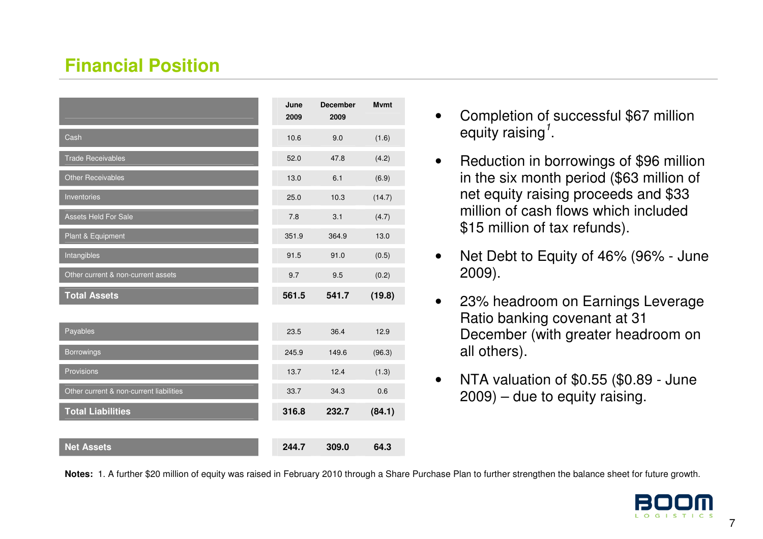# Financial Position

| | June 2009 | December 2009 | Mvmt |
|---|---|---|---|
| Cash | 10.6 | 9.0 | (1.6) |
| Trade Receivables | 52.0 | 47.8 | (4.2) |
| Other Receivables | 13.0 | 6.1 | (6.9) |
| Inventories | 25.0 | 10.3 | (14.7) |
| Assets Held For Sale | 7.8 | 3.1 | (4.7) |
| Plant & Equipment | 351.9 | 364.9 | 13.0 |
| Intangibles | 91.5 | 91.0 | (0.5) |
| Other current & non-current assets | 9.7 | 9.5 | (0.2) |
| **Total Assets** | **561.5** | **541.7** | **(19.8)** |
| | | | |
| Payables | 23.5 | 36.4 | 12.9 |
| Borrowings | 245.9 | 149.6 | (96.3) |
| Provisions | 13.7 | 12.4 | (1.3) |
| Other current & non-current liabilities | 33.7 | 34.3 | 0.6 |
| **Total Liabilities** | **316.8** | **232.7** | **(84.1)** |
| | | | |
| **Net Assets** | **244.7** | **309.0** | **64.3** |

- Completion of successful $67 million equity raising[1].
- Reduction in borrowings of $96 million in the six month period ($63 million of net equity raising proceeds and $33 million of cash flows which included $15 million of tax refunds).
- Net Debt to Equity of 46% (96% - June 2009).
- 23% headroom on Earnings Leverage Ratio banking covenant at 31 December (with greater headroom on all others).
- NTA valuation of $0.55 ($0.89 - June 2009) – due to equity raising.

**Notes:** 1. A further $20 million of equity was raised in February 2010 through a Share Purchase Plan to further strengthen the balance sheet for future growth.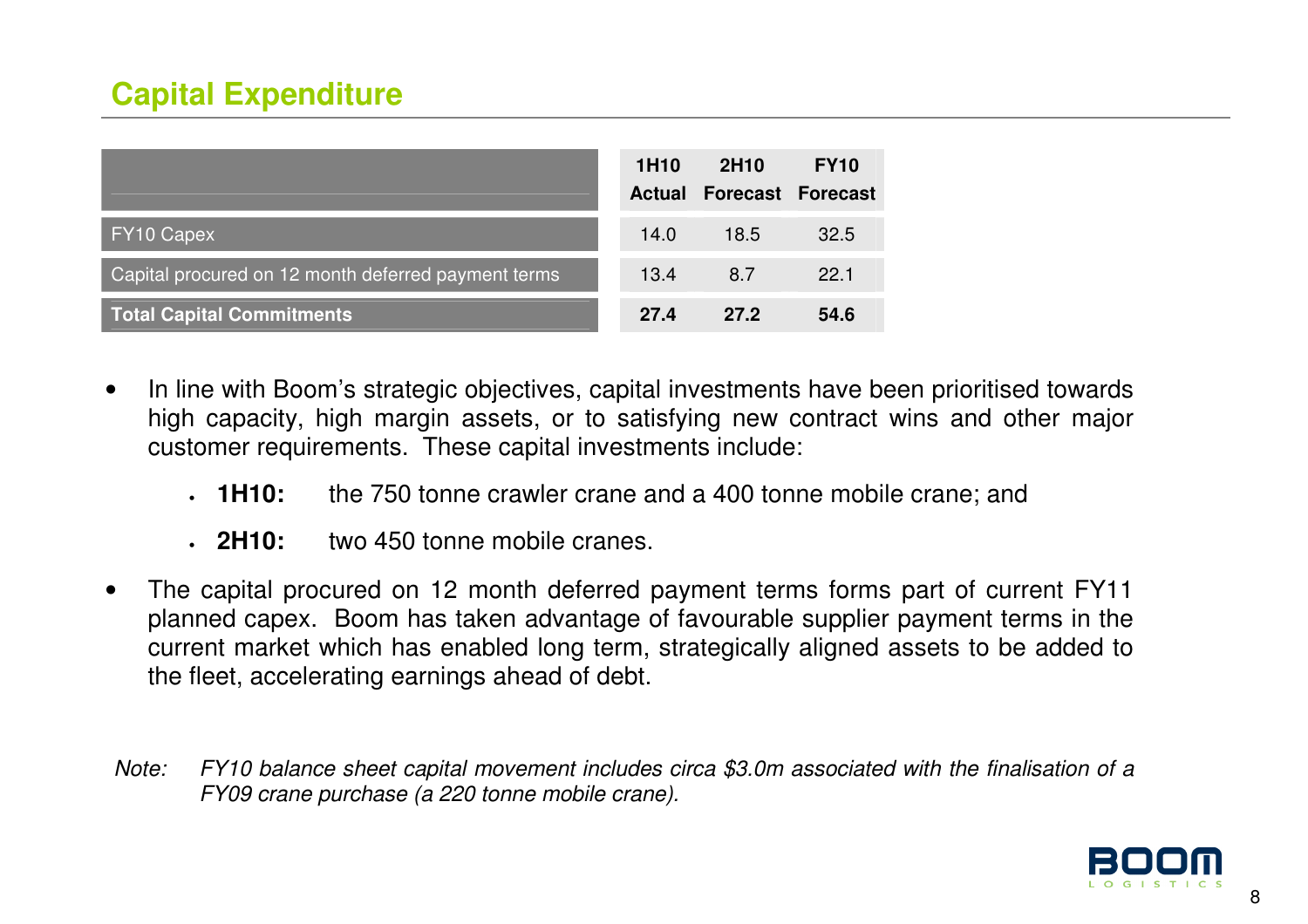## Capital Expenditure

| | 1H10 Actual | 2H10 Forecast | FY10 Forecast |
|---|---|---|---|
| FY10 Capex | 14.0 | 18.5 | 32.5 |
| Capital procured on 12 month deferred payment terms | 13.4 | 8.7 | 22.1 |
| **Total Capital Commitments** | **27.4** | **27.2** | **54.6** |

- In line with Boom's strategic objectives, capital investments have been prioritised towards high capacity, high margin assets, or to satisfying new contract wins and other major customer requirements. These capital investments include:
  - **1H10:** the 750 tonne crawler crane and a 400 tonne mobile crane; and
  - **2H10:** two 450 tonne mobile cranes.
- The capital procured on 12 month deferred payment terms forms part of current FY11 planned capex. Boom has taken advantage of favourable supplier payment terms in the current market which has enabled long term, strategically aligned assets to be added to the fleet, accelerating earnings ahead of debt.

*Note: FY10 balance sheet capital movement includes circa $3.0m associated with the finalisation of a FY09 crane purchase (a 220 tonne mobile crane).*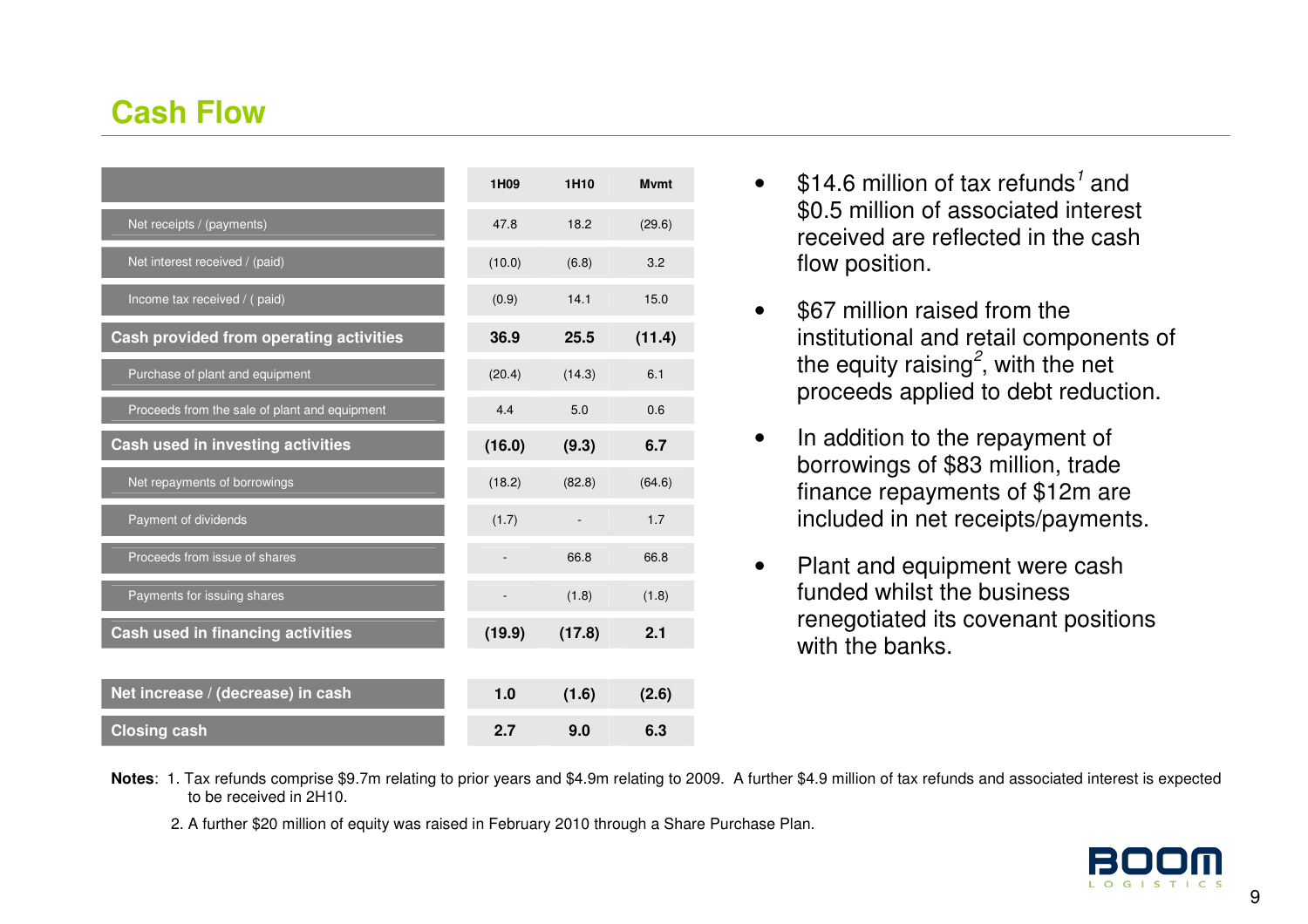## Cash Flow

| | 1H09 | 1H10 | Mvmt |
|---|---|---|---|
| Net receipts / (payments) | 47.8 | 18.2 | (29.6) |
| Net interest received / (paid) | (10.0) | (6.8) | 3.2 |
| Income tax received / ( paid) | (0.9) | 14.1 | 15.0 |
| **Cash provided from operating activities** | **36.9** | **25.5** | **(11.4)** |
| Purchase of plant and equipment | (20.4) | (14.3) | 6.1 |
| Proceeds from the sale of plant and equipment | 4.4 | 5.0 | 0.6 |
| **Cash used in investing activities** | **(16.0)** | **(9.3)** | **6.7** |
| Net repayments of borrowings | (18.2) | (82.8) | (64.6) |
| Payment of dividends | (1.7) | - | 1.7 |
| Proceeds from issue of shares | - | 66.8 | 66.8 |
| Payments for issuing shares | - | (1.8) | (1.8) |
| **Cash used in financing activities** | **(19.9)** | **(17.8)** | **2.1** |
| **Net increase / (decrease) in cash** | **1.0** | **(1.6)** | **(2.6)** |
| **Closing cash** | **2.7** | **9.0** | **6.3** |

- $14.6 million of tax refunds[1] and $0.5 million of associated interest received are reflected in the cash flow position.
- $67 million raised from the institutional and retail components of the equity raising[2], with the net proceeds applied to debt reduction.
- In addition to the repayment of borrowings of $83 million, trade finance repayments of $12m are included in net receipts/payments.
- Plant and equipment were cash funded whilst the business renegotiated its covenant positions with the banks.

**Notes**: 1. Tax refunds comprise $9.7m relating to prior years and $4.9m relating to 2009. A further $4.9 million of tax refunds and associated interest is expected to be received in 2H10.

2. A further $20 million of equity was raised in February 2010 through a Share Purchase Plan.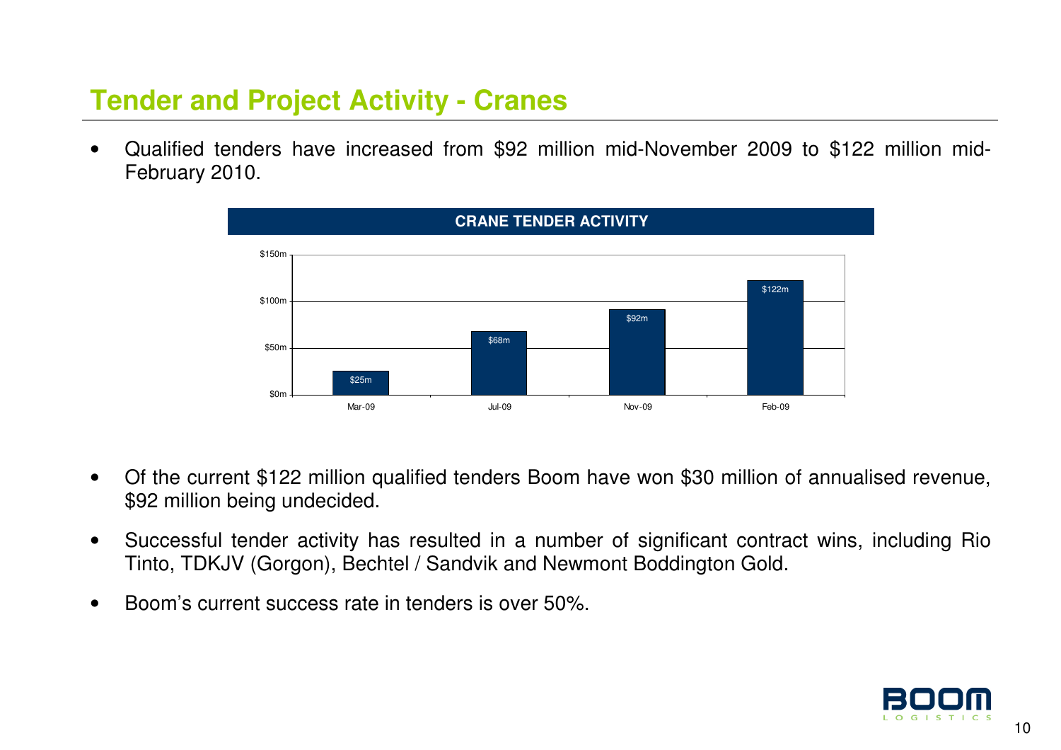## Tender and Project Activity - Cranes

- Qualified tenders have increased from $92 million mid-November 2009 to $122 million mid-February 2010.

**CRANE TENDER ACTIVITY**

| Period | Value |
|---|---|
| Mar-09 | $25m |
| Jul-09 | $68m |
| Nov-09 | $92m |
| Feb-09 | $122m |

- Of the current $122 million qualified tenders Boom have won $30 million of annualised revenue, $92 million being undecided.
- Successful tender activity has resulted in a number of significant contract wins, including Rio Tinto, TDKJV (Gorgon), Bechtel / Sandvik and Newmont Boddington Gold.
- Boom's current success rate in tenders is over 50%.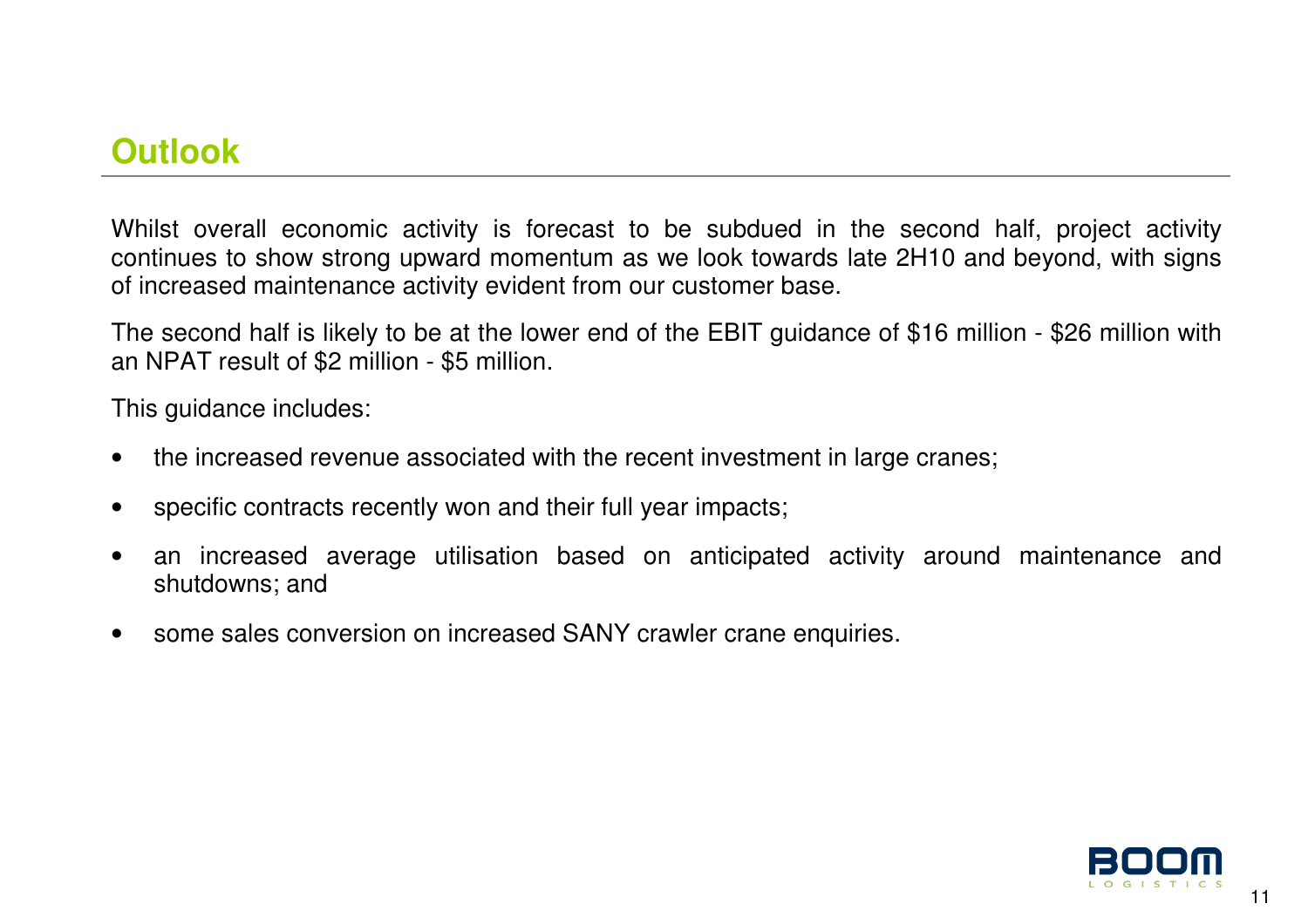## Outlook

Whilst overall economic activity is forecast to be subdued in the second half, project activity continues to show strong upward momentum as we look towards late 2H10 and beyond, with signs of increased maintenance activity evident from our customer base.

The second half is likely to be at the lower end of the EBIT guidance of $16 million - $26 million with an NPAT result of $2 million - $5 million.

This guidance includes:

- the increased revenue associated with the recent investment in large cranes;
- specific contracts recently won and their full year impacts;
- an increased average utilisation based on anticipated activity around maintenance and shutdowns; and
- some sales conversion on increased SANY crawler crane enquiries.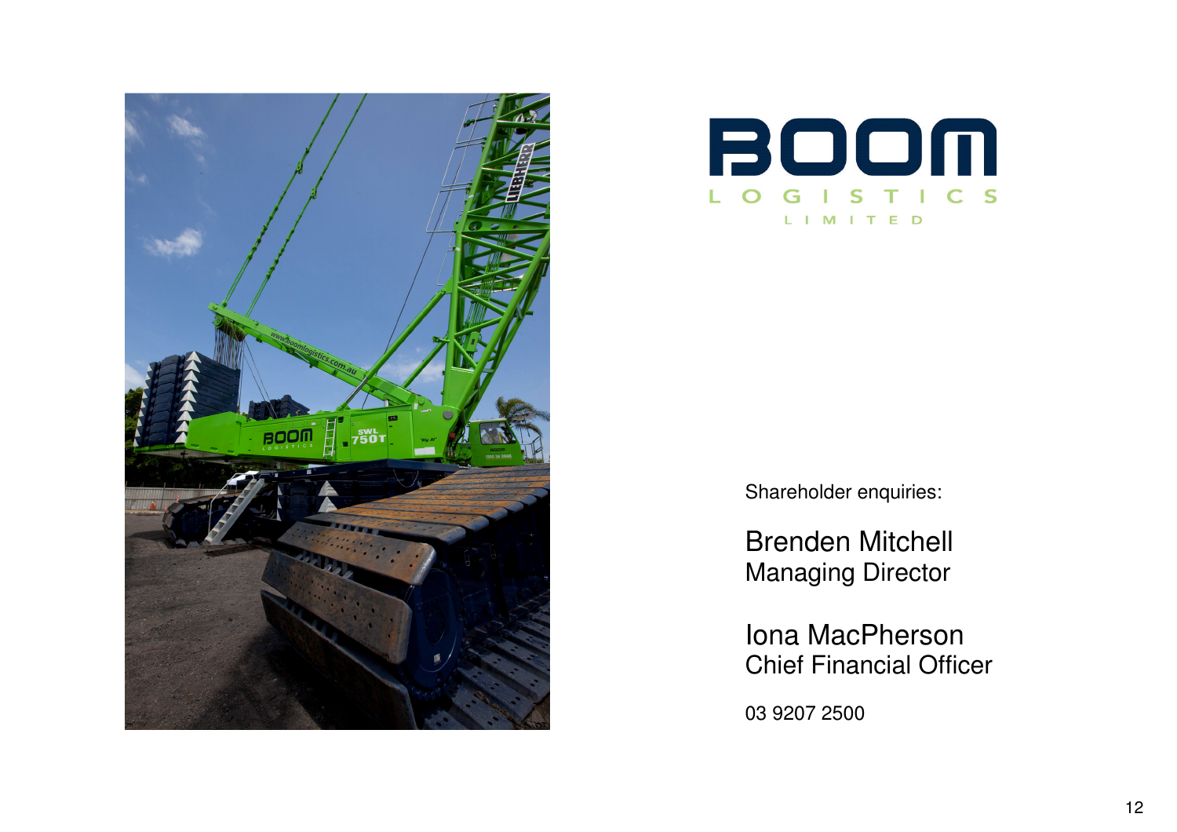BOOM LOGISTICS LIMITED

Shareholder enquiries:

Brenden Mitchell
Managing Director

Iona MacPherson
Chief Financial Officer

03 9207 2500